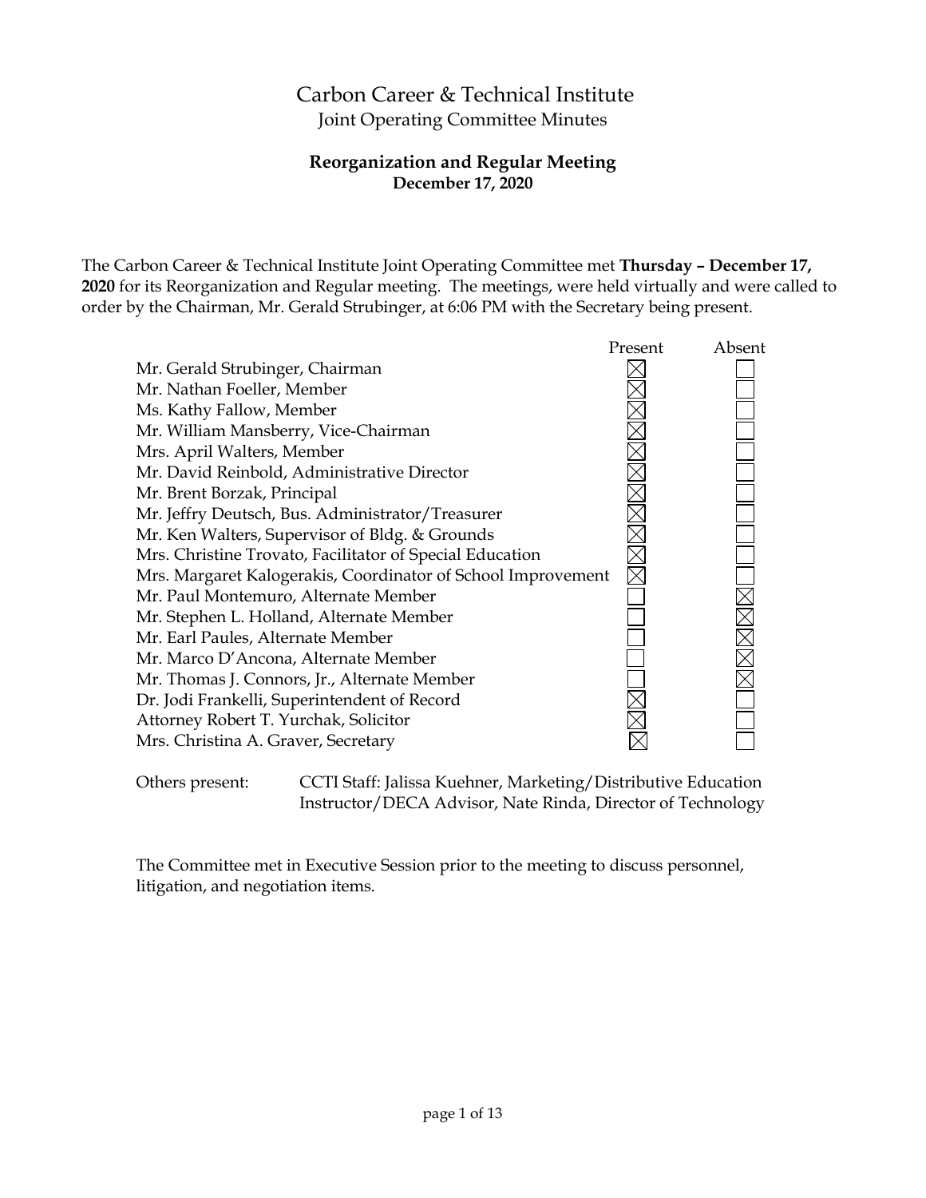# Carbon Career & Technical Institute

## Joint Operating Committee Minutes

### Reorganization and Regular Meeting

**December 17, 2020**

The Carbon Career & Technical Institute Joint Operating Committee met **Thursday – December 17, 2020** for its Reorganization and Regular meeting. The meetings, were held virtually and were called to order by the Chairman, Mr. Gerald Strubinger, at 6:06 PM with the Secretary being present.

| | Present | Absent |
|---|---|---|
| Mr. Gerald Strubinger, Chairman | ☒ | ☐ |
| Mr. Nathan Foeller, Member | ☒ | ☐ |
| Ms. Kathy Fallow, Member | ☒ | ☐ |
| Mr. William Mansberry, Vice-Chairman | ☒ | ☐ |
| Mrs. April Walters, Member | ☒ | ☐ |
| Mr. David Reinbold, Administrative Director | ☒ | ☐ |
| Mr. Brent Borzak, Principal | ☒ | ☐ |
| Mr. Jeffry Deutsch, Bus. Administrator/Treasurer | ☒ | ☐ |
| Mr. Ken Walters, Supervisor of Bldg. & Grounds | ☒ | ☐ |
| Mrs. Christine Trovato, Facilitator of Special Education | ☒ | ☐ |
| Mrs. Margaret Kalogerakis, Coordinator of School Improvement | ☒ | ☐ |
| Mr. Paul Montemuro, Alternate Member | ☐ | ☒ |
| Mr. Stephen L. Holland, Alternate Member | ☐ | ☒ |
| Mr. Earl Paules, Alternate Member | ☐ | ☒ |
| Mr. Marco D'Ancona, Alternate Member | ☐ | ☒ |
| Mr. Thomas J. Connors, Jr., Alternate Member | ☐ | ☒ |
| Dr. Jodi Frankelli, Superintendent of Record | ☒ | ☐ |
| Attorney Robert T. Yurchak, Solicitor | ☒ | ☐ |
| Mrs. Christina A. Graver, Secretary | ☒ | ☐ |

Others present: CCTI Staff: Jalissa Kuehner, Marketing/Distributive Education Instructor/DECA Advisor, Nate Rinda, Director of Technology

The Committee met in Executive Session prior to the meeting to discuss personnel, litigation, and negotiation items.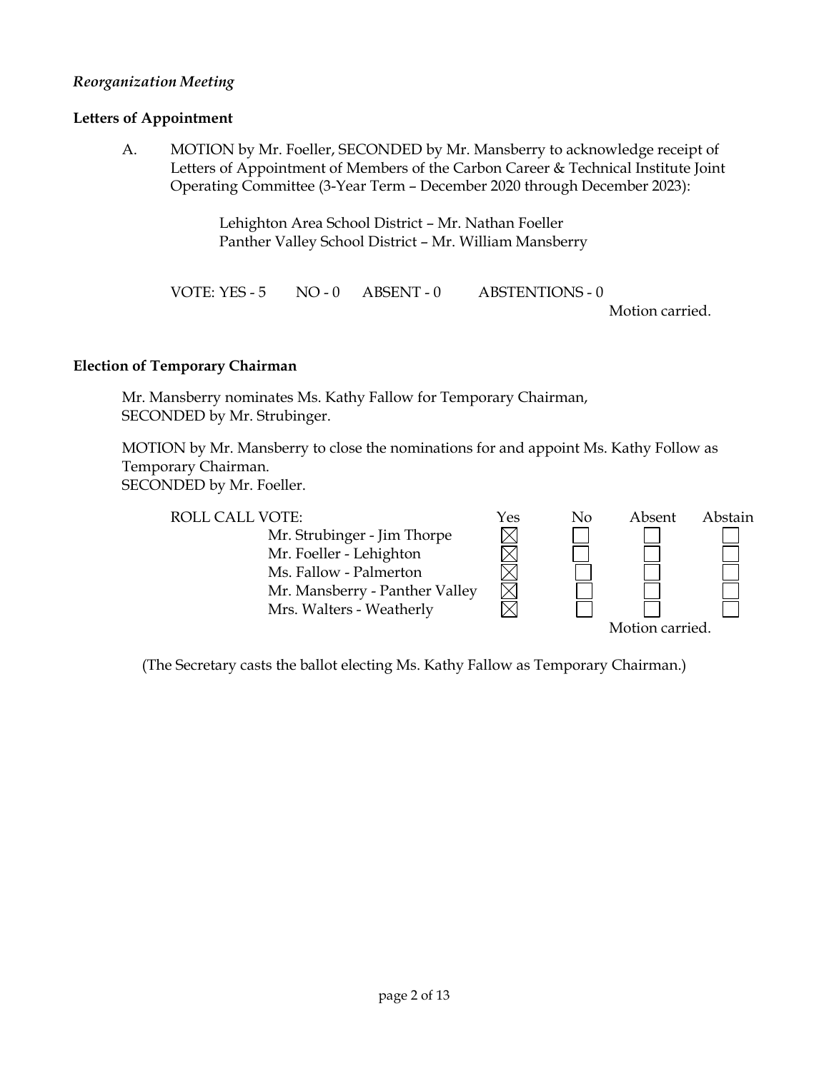*Reorganization Meeting*

**Letters of Appointment**

A. MOTION by Mr. Foeller, SECONDED by Mr. Mansberry to acknowledge receipt of Letters of Appointment of Members of the Carbon Career & Technical Institute Joint Operating Committee (3-Year Term – December 2020 through December 2023):

Lehighton Area School District – Mr. Nathan Foeller
Panther Valley School District – Mr. William Mansberry

VOTE: YES - 5 NO - 0 ABSENT - 0 ABSTENTIONS - 0

Motion carried.

**Election of Temporary Chairman**

Mr. Mansberry nominates Ms. Kathy Fallow for Temporary Chairman, SECONDED by Mr. Strubinger.

MOTION by Mr. Mansberry to close the nominations for and appoint Ms. Kathy Follow as Temporary Chairman.
SECONDED by Mr. Foeller.

| ROLL CALL VOTE: | Yes | No | Absent | Abstain |
|---|---|---|---|---|
| Mr. Strubinger - Jim Thorpe | ☒ | ☐ | ☐ | ☐ |
| Mr. Foeller - Lehighton | ☒ | ☐ | ☐ | ☐ |
| Ms. Fallow - Palmerton | ☒ | ☐ | ☐ | ☐ |
| Mr. Mansberry - Panther Valley | ☒ | ☐ | ☐ | ☐ |
| Mrs. Walters - Weatherly | ☒ | ☐ | ☐ | ☐ |

Motion carried.

(The Secretary casts the ballot electing Ms. Kathy Fallow as Temporary Chairman.)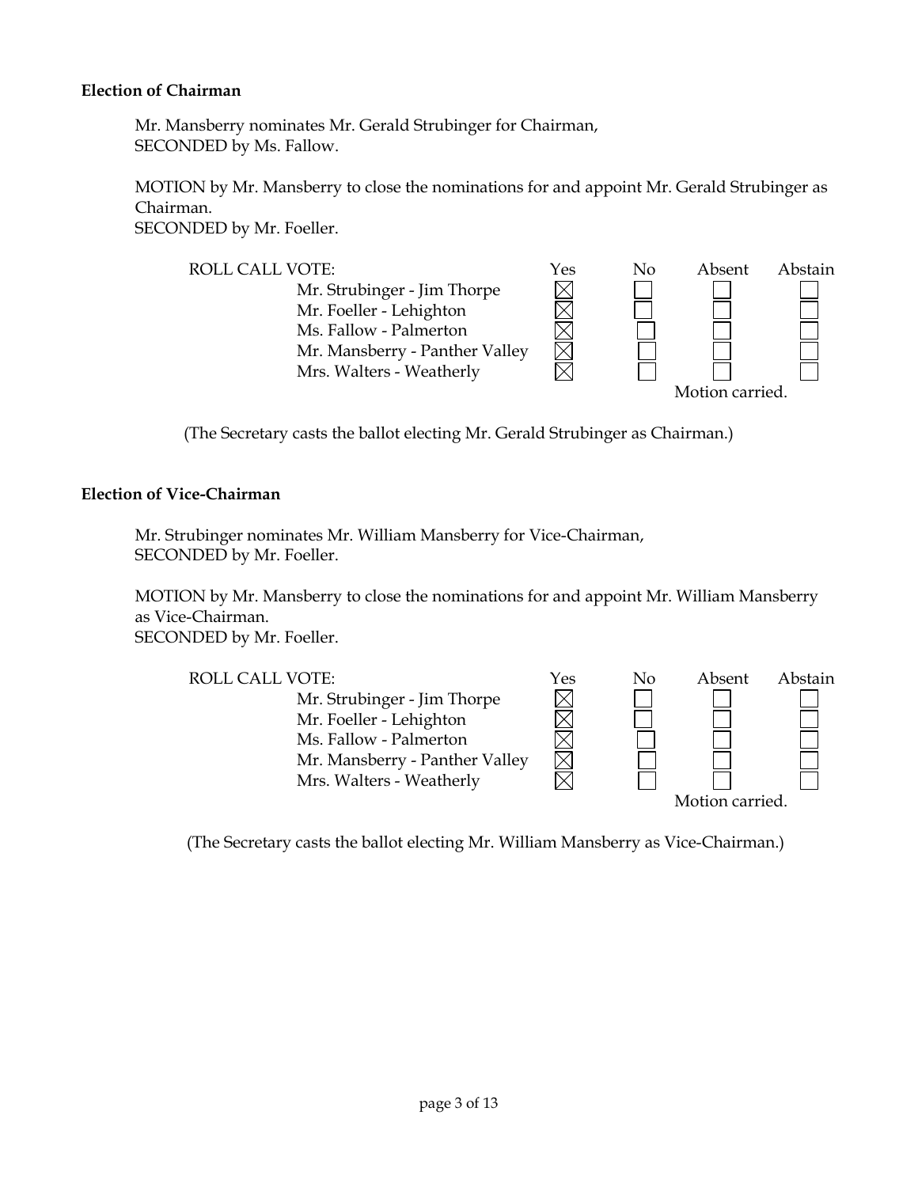**Election of Chairman**

Mr. Mansberry nominates Mr. Gerald Strubinger for Chairman,
SECONDED by Ms. Fallow.

MOTION by Mr. Mansberry to close the nominations for and appoint Mr. Gerald Strubinger as Chairman.
SECONDED by Mr. Foeller.

| ROLL CALL VOTE: | Yes | No | Absent | Abstain |
|---|---|---|---|---|
| Mr. Strubinger - Jim Thorpe | ☒ | ☐ | ☐ | ☐ |
| Mr. Foeller - Lehighton | ☒ | ☐ | ☐ | ☐ |
| Ms. Fallow - Palmerton | ☒ | ☐ | ☐ | ☐ |
| Mr. Mansberry - Panther Valley | ☒ | ☐ | ☐ | ☐ |
| Mrs. Walters - Weatherly | ☒ | ☐ | ☐ | ☐ |

Motion carried.

(The Secretary casts the ballot electing Mr. Gerald Strubinger as Chairman.)

**Election of Vice-Chairman**

Mr. Strubinger nominates Mr. William Mansberry for Vice-Chairman,
SECONDED by Mr. Foeller.

MOTION by Mr. Mansberry to close the nominations for and appoint Mr. William Mansberry as Vice-Chairman.
SECONDED by Mr. Foeller.

| ROLL CALL VOTE: | Yes | No | Absent | Abstain |
|---|---|---|---|---|
| Mr. Strubinger - Jim Thorpe | ☒ | ☐ | ☐ | ☐ |
| Mr. Foeller - Lehighton | ☒ | ☐ | ☐ | ☐ |
| Ms. Fallow - Palmerton | ☒ | ☐ | ☐ | ☐ |
| Mr. Mansberry - Panther Valley | ☒ | ☐ | ☐ | ☐ |
| Mrs. Walters - Weatherly | ☒ | ☐ | ☐ | ☐ |

Motion carried.

(The Secretary casts the ballot electing Mr. William Mansberry as Vice-Chairman.)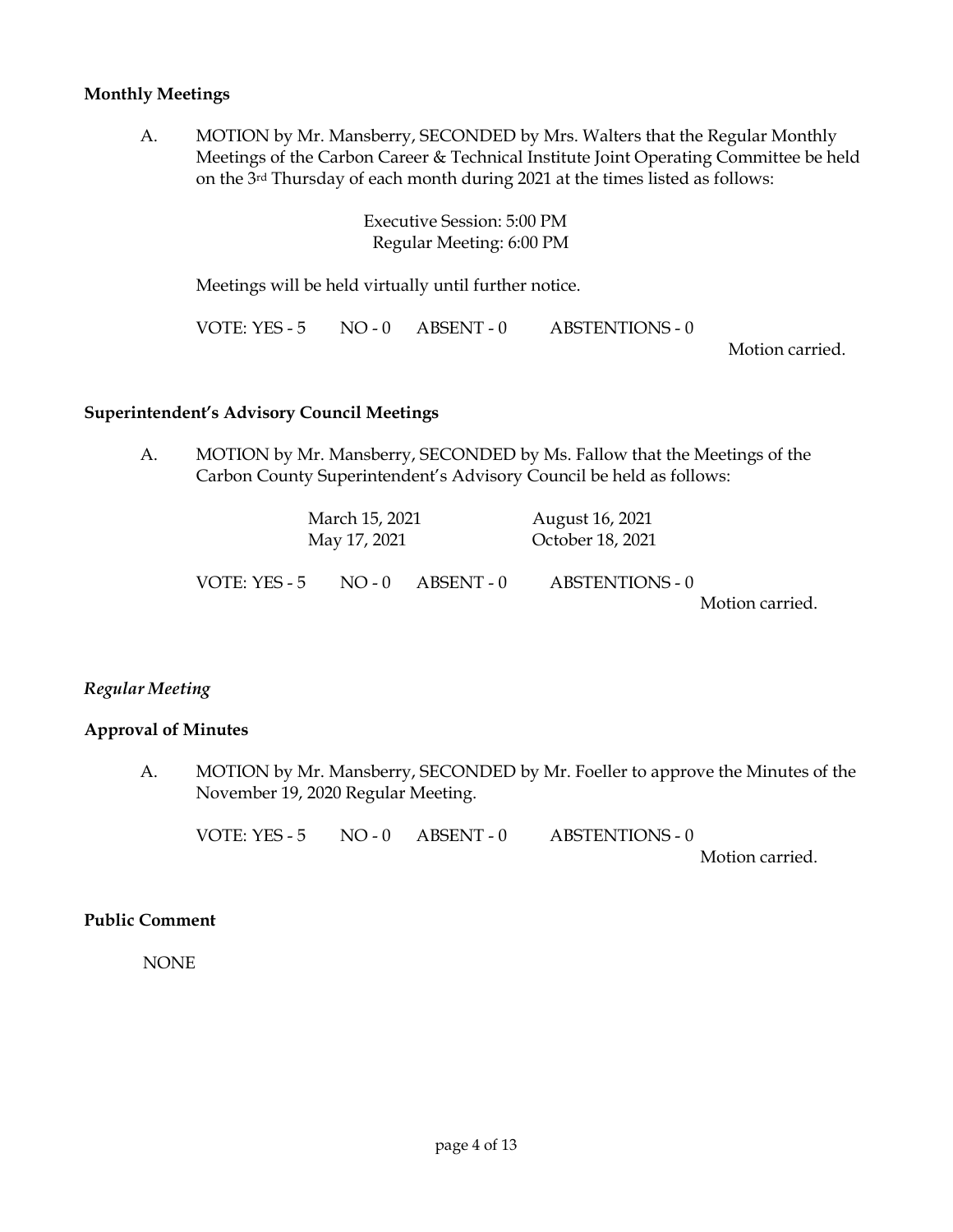**Monthly Meetings**

A. MOTION by Mr. Mansberry, SECONDED by Mrs. Walters that the Regular Monthly Meetings of the Carbon Career & Technical Institute Joint Operating Committee be held on the 3rd Thursday of each month during 2021 at the times listed as follows:

Executive Session: 5:00 PM
Regular Meeting: 6:00 PM

Meetings will be held virtually until further notice.

VOTE: YES - 5 NO - 0 ABSENT - 0 ABSTENTIONS - 0

Motion carried.

**Superintendent's Advisory Council Meetings**

A. MOTION by Mr. Mansberry, SECONDED by Ms. Fallow that the Meetings of the Carbon County Superintendent's Advisory Council be held as follows:

| | |
|---|---|
| March 15, 2021 | August 16, 2021 |
| May 17, 2021 | October 18, 2021 |

VOTE: YES - 5 NO - 0 ABSENT - 0 ABSTENTIONS - 0

Motion carried.

*Regular Meeting*

**Approval of Minutes**

A. MOTION by Mr. Mansberry, SECONDED by Mr. Foeller to approve the Minutes of the November 19, 2020 Regular Meeting.

VOTE: YES - 5 NO - 0 ABSENT - 0 ABSTENTIONS - 0

Motion carried.

**Public Comment**

NONE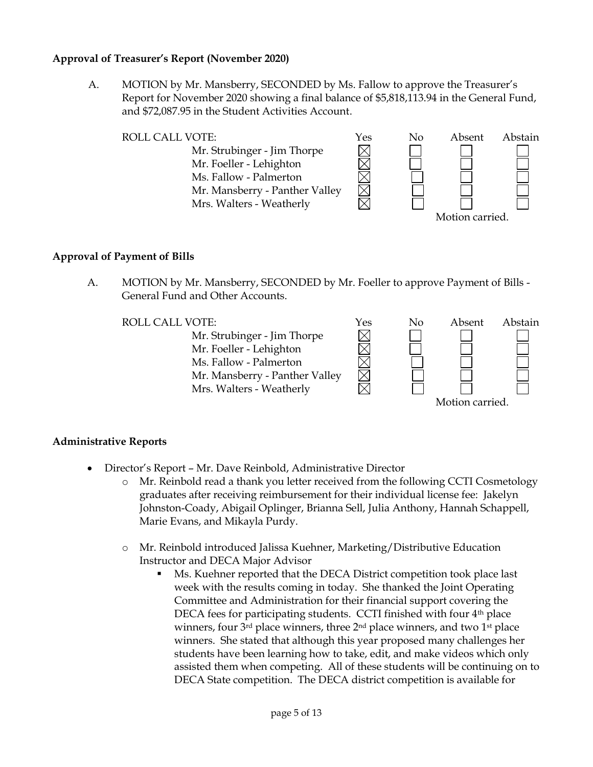**Approval of Treasurer's Report (November 2020)**

A. MOTION by Mr. Mansberry, SECONDED by Ms. Fallow to approve the Treasurer's Report for November 2020 showing a final balance of $5,818,113.94 in the General Fund, and $72,087.95 in the Student Activities Account.

| ROLL CALL VOTE: | Yes | No | Absent | Abstain |
|---|---|---|---|---|
| Mr. Strubinger - Jim Thorpe | ☒ | ☐ | ☐ | ☐ |
| Mr. Foeller - Lehighton | ☒ | ☐ | ☐ | ☐ |
| Ms. Fallow - Palmerton | ☒ | ☐ | ☐ | ☐ |
| Mr. Mansberry - Panther Valley | ☒ | ☐ | ☐ | ☐ |
| Mrs. Walters - Weatherly | ☒ | ☐ | ☐ | ☐ |

Motion carried.

**Approval of Payment of Bills**

A. MOTION by Mr. Mansberry, SECONDED by Mr. Foeller to approve Payment of Bills - General Fund and Other Accounts.

| ROLL CALL VOTE: | Yes | No | Absent | Abstain |
|---|---|---|---|---|
| Mr. Strubinger - Jim Thorpe | ☒ | ☐ | ☐ | ☐ |
| Mr. Foeller - Lehighton | ☒ | ☐ | ☐ | ☐ |
| Ms. Fallow - Palmerton | ☒ | ☐ | ☐ | ☐ |
| Mr. Mansberry - Panther Valley | ☒ | ☐ | ☐ | ☐ |
| Mrs. Walters - Weatherly | ☒ | ☐ | ☐ | ☐ |

Motion carried.

**Administrative Reports**

- Director's Report – Mr. Dave Reinbold, Administrative Director
  - Mr. Reinbold read a thank you letter received from the following CCTI Cosmetology graduates after receiving reimbursement for their individual license fee: Jakelyn Johnston-Coady, Abigail Oplinger, Brianna Sell, Julia Anthony, Hannah Schappell, Marie Evans, and Mikayla Purdy.
  - Mr. Reinbold introduced Jalissa Kuehner, Marketing/Distributive Education Instructor and DECA Major Advisor
    - Ms. Kuehner reported that the DECA District competition took place last week with the results coming in today. She thanked the Joint Operating Committee and Administration for their financial support covering the DECA fees for participating students. CCTI finished with four 4th place winners, four 3rd place winners, three 2nd place winners, and two 1st place winners. She stated that although this year proposed many challenges her students have been learning how to take, edit, and make videos which only assisted them when competing. All of these students will be continuing on to DECA State competition. The DECA district competition is available for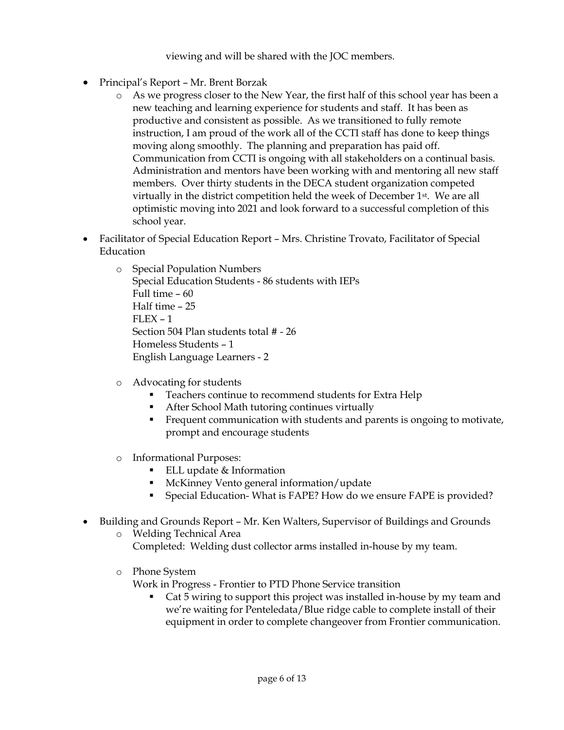viewing and will be shared with the JOC members.

- Principal's Report – Mr. Brent Borzak
  - As we progress closer to the New Year, the first half of this school year has been a new teaching and learning experience for students and staff. It has been as productive and consistent as possible. As we transitioned to fully remote instruction, I am proud of the work all of the CCTI staff has done to keep things moving along smoothly. The planning and preparation has paid off. Communication from CCTI is ongoing with all stakeholders on a continual basis. Administration and mentors have been working with and mentoring all new staff members. Over thirty students in the DECA student organization competed virtually in the district competition held the week of December 1st. We are all optimistic moving into 2021 and look forward to a successful completion of this school year.
- Facilitator of Special Education Report – Mrs. Christine Trovato, Facilitator of Special Education
  - Special Population Numbers  
    Special Education Students - 86 students with IEPs  
    Full time – 60  
    Half time – 25  
    FLEX – 1  
    Section 504 Plan students total # - 26  
    Homeless Students – 1  
    English Language Learners - 2
  - Advocating for students
    - Teachers continue to recommend students for Extra Help
    - After School Math tutoring continues virtually
    - Frequent communication with students and parents is ongoing to motivate, prompt and encourage students
  - Informational Purposes:
    - ELL update & Information
    - McKinney Vento general information/update
    - Special Education- What is FAPE? How do we ensure FAPE is provided?
- Building and Grounds Report – Mr. Ken Walters, Supervisor of Buildings and Grounds
  - Welding Technical Area  
    Completed: Welding dust collector arms installed in-house by my team.
  - Phone System  
    Work in Progress - Frontier to PTD Phone Service transition
    - Cat 5 wiring to support this project was installed in-house by my team and we're waiting for Penteledata/Blue ridge cable to complete install of their equipment in order to complete changeover from Frontier communication.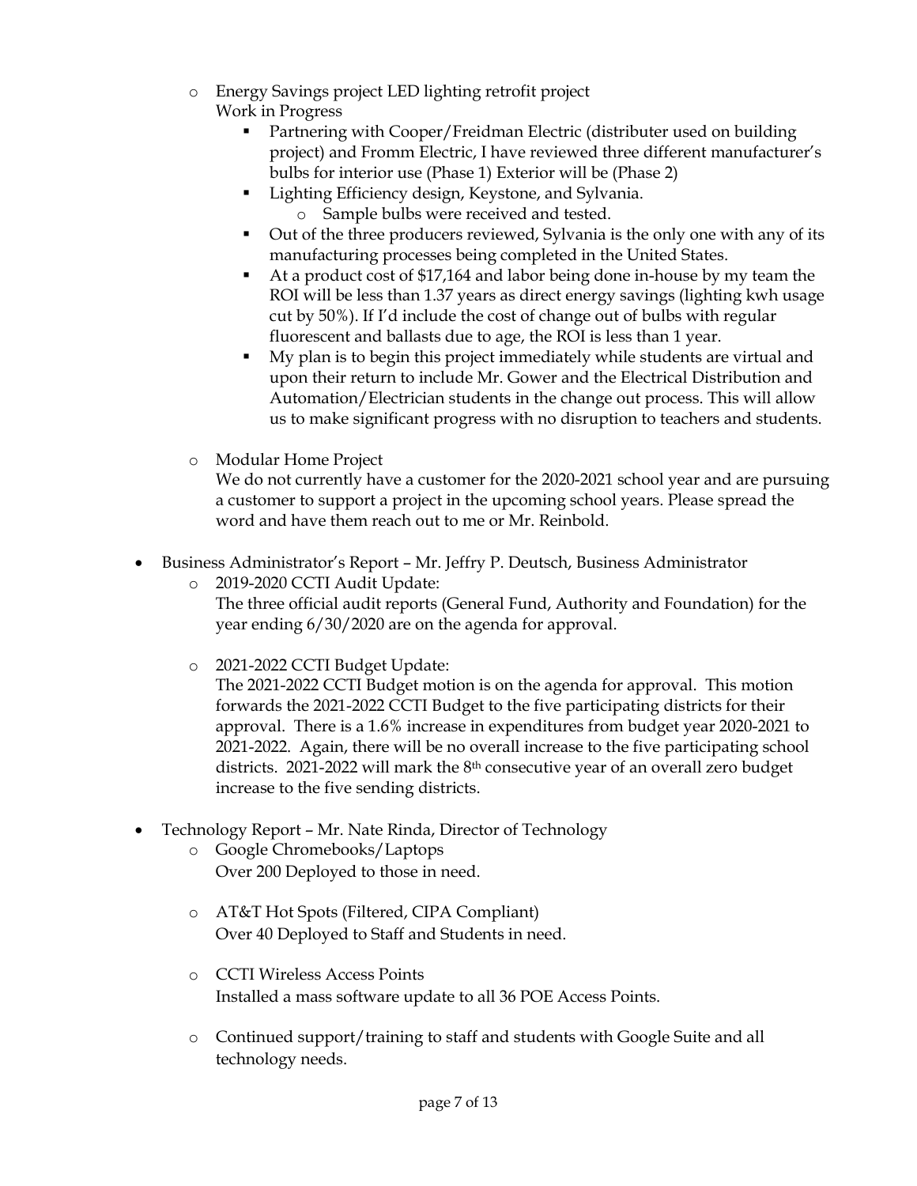- Energy Savings project LED lighting retrofit project
  Work in Progress
  - Partnering with Cooper/Freidman Electric (distributer used on building project) and Fromm Electric, I have reviewed three different manufacturer's bulbs for interior use (Phase 1) Exterior will be (Phase 2)
  - Lighting Efficiency design, Keystone, and Sylvania.
    - Sample bulbs were received and tested.
  - Out of the three producers reviewed, Sylvania is the only one with any of its manufacturing processes being completed in the United States.
  - At a product cost of $17,164 and labor being done in-house by my team the ROI will be less than 1.37 years as direct energy savings (lighting kwh usage cut by 50%). If I'd include the cost of change out of bulbs with regular fluorescent and ballasts due to age, the ROI is less than 1 year.
  - My plan is to begin this project immediately while students are virtual and upon their return to include Mr. Gower and the Electrical Distribution and Automation/Electrician students in the change out process. This will allow us to make significant progress with no disruption to teachers and students.

- Modular Home Project
  We do not currently have a customer for the 2020-2021 school year and are pursuing a customer to support a project in the upcoming school years. Please spread the word and have them reach out to me or Mr. Reinbold.

- Business Administrator's Report – Mr. Jeffry P. Deutsch, Business Administrator
  - 2019-2020 CCTI Audit Update:
    The three official audit reports (General Fund, Authority and Foundation) for the year ending 6/30/2020 are on the agenda for approval.

  - 2021-2022 CCTI Budget Update:
    The 2021-2022 CCTI Budget motion is on the agenda for approval. This motion forwards the 2021-2022 CCTI Budget to the five participating districts for their approval. There is a 1.6% increase in expenditures from budget year 2020-2021 to 2021-2022. Again, there will be no overall increase to the five participating school districts. 2021-2022 will mark the 8th consecutive year of an overall zero budget increase to the five sending districts.

- Technology Report – Mr. Nate Rinda, Director of Technology
  - Google Chromebooks/Laptops
    Over 200 Deployed to those in need.

  - AT&T Hot Spots (Filtered, CIPA Compliant)
    Over 40 Deployed to Staff and Students in need.

  - CCTI Wireless Access Points
    Installed a mass software update to all 36 POE Access Points.

  - Continued support/training to staff and students with Google Suite and all technology needs.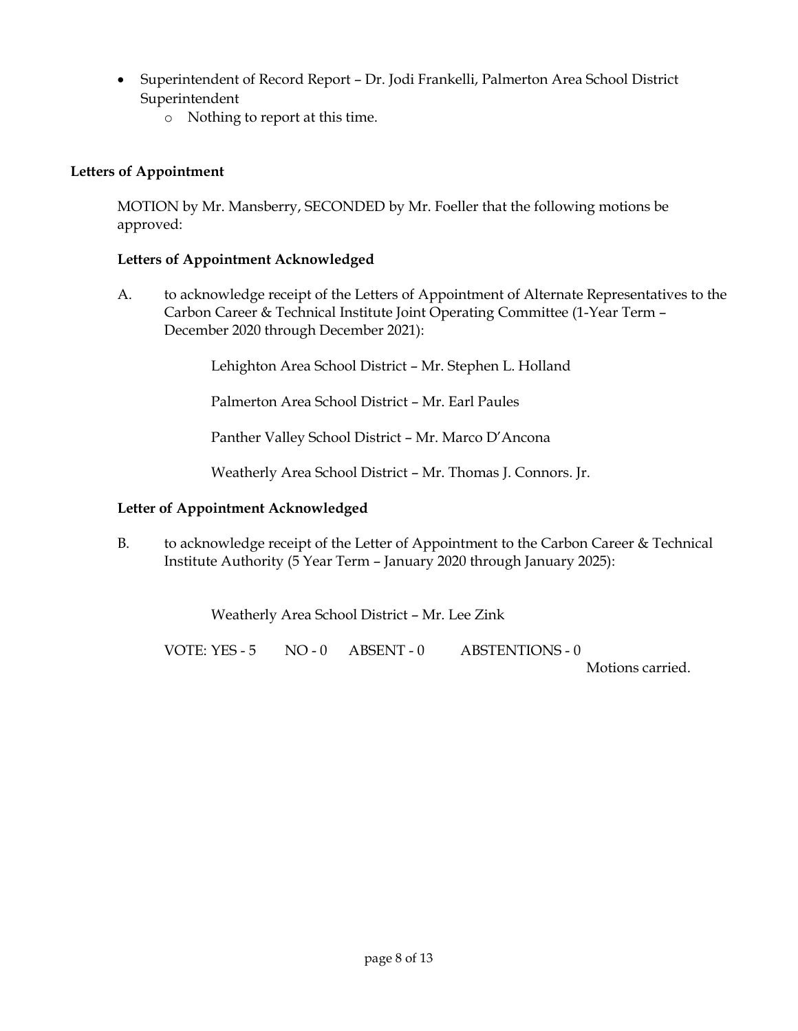- Superintendent of Record Report – Dr. Jodi Frankelli, Palmerton Area School District Superintendent
    - Nothing to report at this time.

**Letters of Appointment**

MOTION by Mr. Mansberry, SECONDED by Mr. Foeller that the following motions be approved:

**Letters of Appointment Acknowledged**

A. to acknowledge receipt of the Letters of Appointment of Alternate Representatives to the Carbon Career & Technical Institute Joint Operating Committee (1-Year Term – December 2020 through December 2021):

Lehighton Area School District – Mr. Stephen L. Holland

Palmerton Area School District – Mr. Earl Paules

Panther Valley School District – Mr. Marco D'Ancona

Weatherly Area School District – Mr. Thomas J. Connors. Jr.

**Letter of Appointment Acknowledged**

B. to acknowledge receipt of the Letter of Appointment to the Carbon Career & Technical Institute Authority (5 Year Term – January 2020 through January 2025):

Weatherly Area School District – Mr. Lee Zink

VOTE: YES - 5 NO - 0 ABSENT - 0 ABSTENTIONS - 0

Motions carried.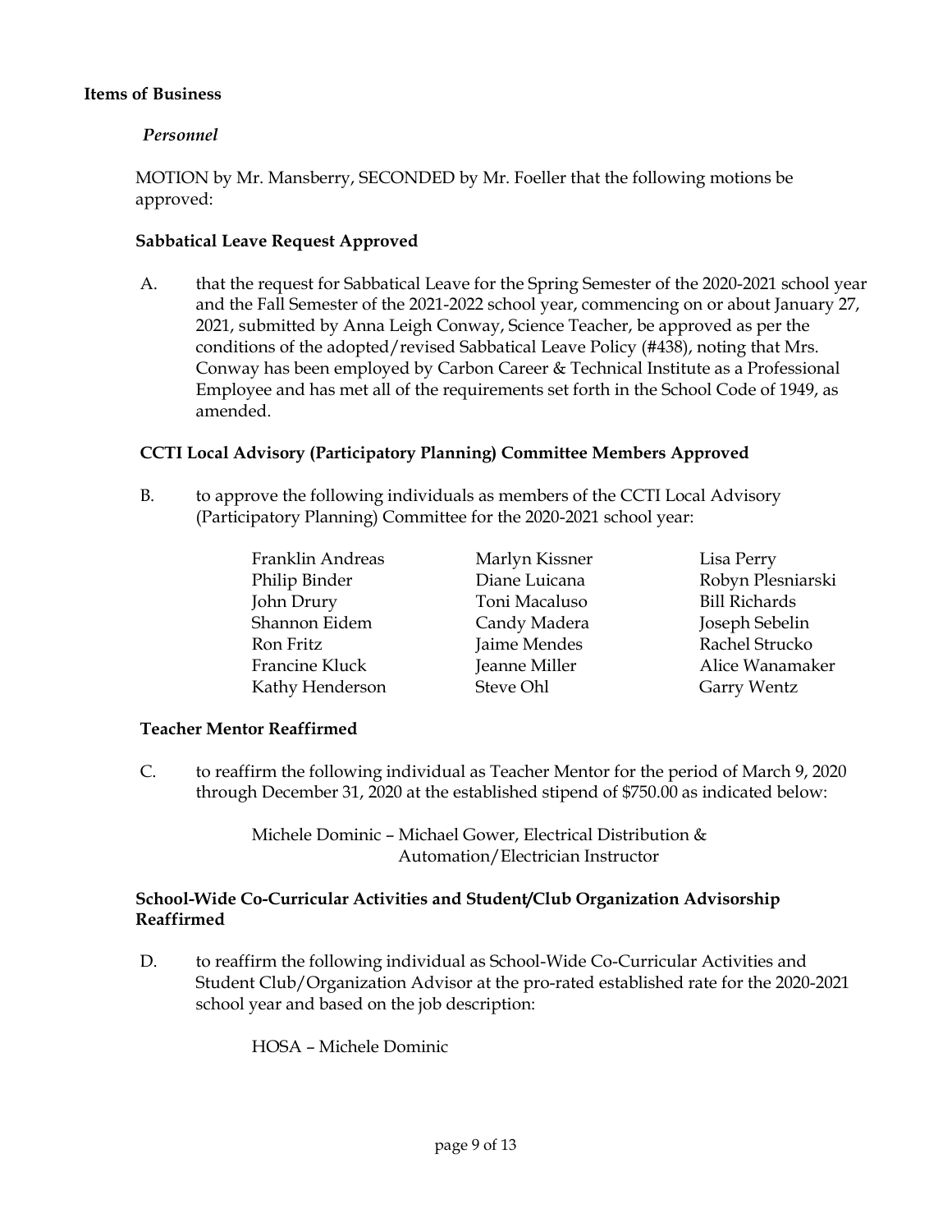**Items of Business**

*Personnel*

MOTION by Mr. Mansberry, SECONDED by Mr. Foeller that the following motions be approved:

**Sabbatical Leave Request Approved**

A. that the request for Sabbatical Leave for the Spring Semester of the 2020-2021 school year and the Fall Semester of the 2021-2022 school year, commencing on or about January 27, 2021, submitted by Anna Leigh Conway, Science Teacher, be approved as per the conditions of the adopted/revised Sabbatical Leave Policy (#438), noting that Mrs. Conway has been employed by Carbon Career & Technical Institute as a Professional Employee and has met all of the requirements set forth in the School Code of 1949, as amended.

**CCTI Local Advisory (Participatory Planning) Committee Members Approved**

B. to approve the following individuals as members of the CCTI Local Advisory (Participatory Planning) Committee for the 2020-2021 school year:

| | | |
|---|---|---|
| Franklin Andreas | Marlyn Kissner | Lisa Perry |
| Philip Binder | Diane Luicana | Robyn Plesniarski |
| John Drury | Toni Macaluso | Bill Richards |
| Shannon Eidem | Candy Madera | Joseph Sebelin |
| Ron Fritz | Jaime Mendes | Rachel Strucko |
| Francine Kluck | Jeanne Miller | Alice Wanamaker |
| Kathy Henderson | Steve Ohl | Garry Wentz |

**Teacher Mentor Reaffirmed**

C. to reaffirm the following individual as Teacher Mentor for the period of March 9, 2020 through December 31, 2020 at the established stipend of $750.00 as indicated below:

Michele Dominic – Michael Gower, Electrical Distribution & Automation/Electrician Instructor

**School-Wide Co-Curricular Activities and Student/Club Organization Advisorship Reaffirmed**

D. to reaffirm the following individual as School-Wide Co-Curricular Activities and Student Club/Organization Advisor at the pro-rated established rate for the 2020-2021 school year and based on the job description:

HOSA – Michele Dominic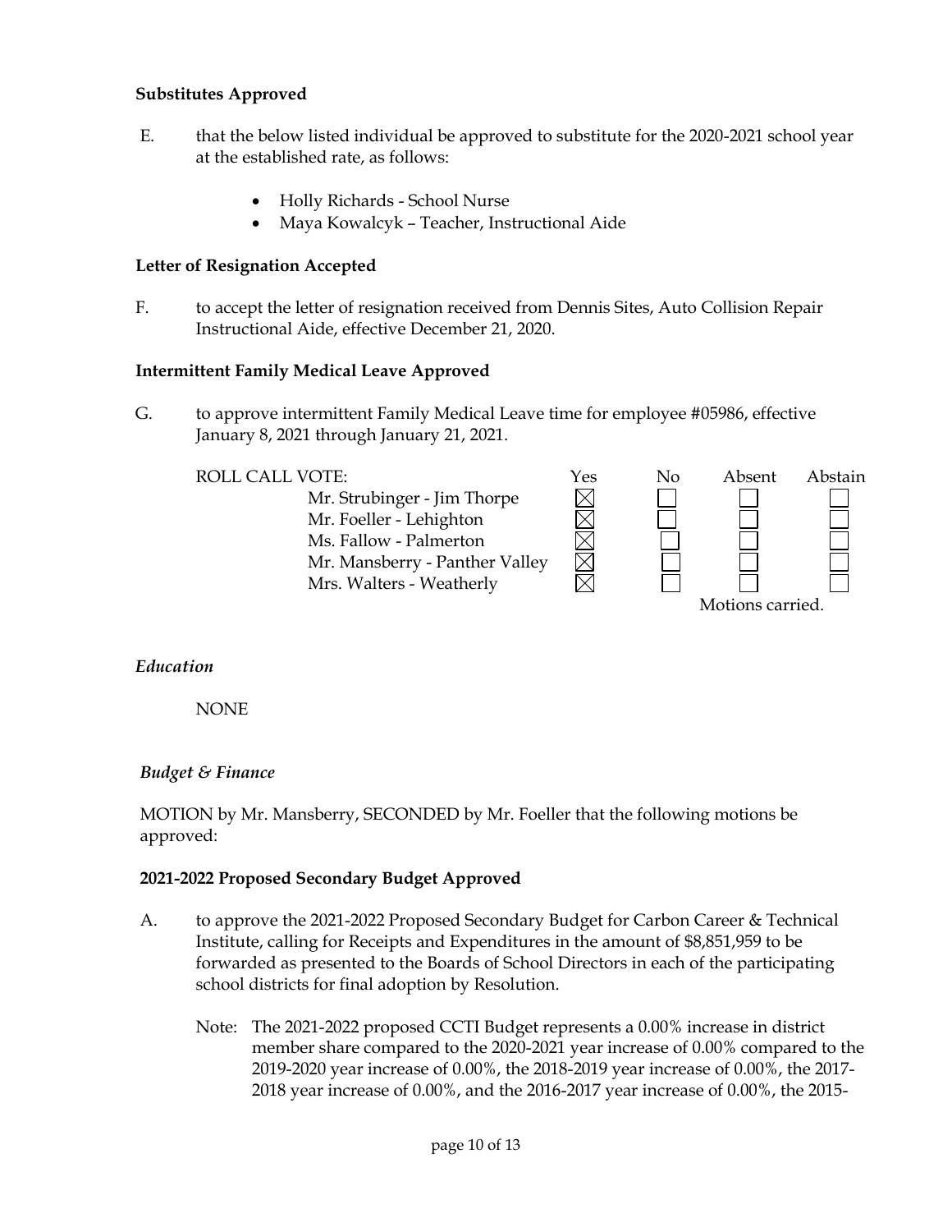**Substitutes Approved**

E. that the below listed individual be approved to substitute for the 2020-2021 school year at the established rate, as follows:

- Holly Richards - School Nurse
- Maya Kowalcyk – Teacher, Instructional Aide

**Letter of Resignation Accepted**

F. to accept the letter of resignation received from Dennis Sites, Auto Collision Repair Instructional Aide, effective December 21, 2020.

**Intermittent Family Medical Leave Approved**

G. to approve intermittent Family Medical Leave time for employee #05986, effective January 8, 2021 through January 21, 2021.

| ROLL CALL VOTE: | Yes | No | Absent | Abstain |
|---|---|---|---|---|
| Mr. Strubinger - Jim Thorpe | ☒ | ☐ | ☐ | ☐ |
| Mr. Foeller - Lehighton | ☒ | ☐ | ☐ | ☐ |
| Ms. Fallow - Palmerton | ☒ | ☐ | ☐ | ☐ |
| Mr. Mansberry - Panther Valley | ☒ | ☐ | ☐ | ☐ |
| Mrs. Walters - Weatherly | ☒ | ☐ | ☐ | ☐ |

Motions carried.

*Education*

NONE

*Budget & Finance*

MOTION by Mr. Mansberry, SECONDED by Mr. Foeller that the following motions be approved:

**2021-2022 Proposed Secondary Budget Approved**

A. to approve the 2021-2022 Proposed Secondary Budget for Carbon Career & Technical Institute, calling for Receipts and Expenditures in the amount of $8,851,959 to be forwarded as presented to the Boards of School Directors in each of the participating school districts for final adoption by Resolution.

Note: The 2021-2022 proposed CCTI Budget represents a 0.00% increase in district member share compared to the 2020-2021 year increase of 0.00% compared to the 2019-2020 year increase of 0.00%, the 2018-2019 year increase of 0.00%, the 2017-2018 year increase of 0.00%, and the 2016-2017 year increase of 0.00%, the 2015-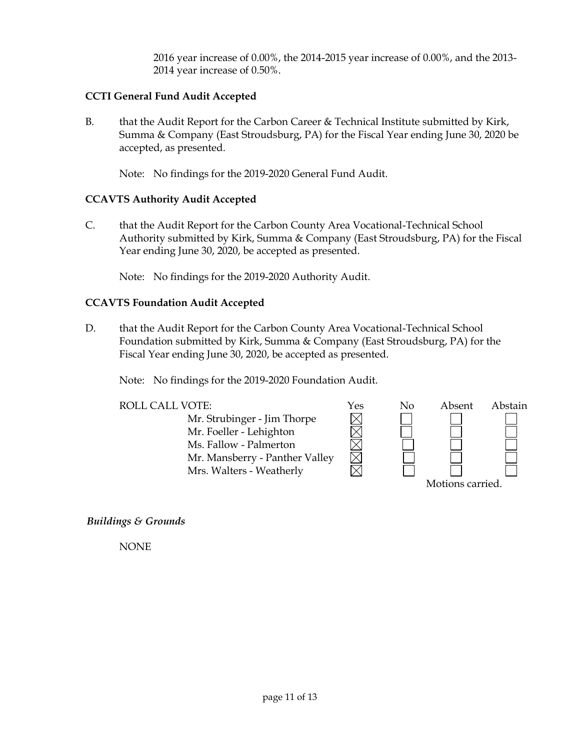2016 year increase of 0.00%, the 2014-2015 year increase of 0.00%, and the 2013-2014 year increase of 0.50%.

**CCTI General Fund Audit Accepted**

B. that the Audit Report for the Carbon Career & Technical Institute submitted by Kirk, Summa & Company (East Stroudsburg, PA) for the Fiscal Year ending June 30, 2020 be accepted, as presented.

Note: No findings for the 2019-2020 General Fund Audit.

**CCAVTS Authority Audit Accepted**

C. that the Audit Report for the Carbon County Area Vocational-Technical School Authority submitted by Kirk, Summa & Company (East Stroudsburg, PA) for the Fiscal Year ending June 30, 2020, be accepted as presented.

Note: No findings for the 2019-2020 Authority Audit.

**CCAVTS Foundation Audit Accepted**

D. that the Audit Report for the Carbon County Area Vocational-Technical School Foundation submitted by Kirk, Summa & Company (East Stroudsburg, PA) for the Fiscal Year ending June 30, 2020, be accepted as presented.

Note: No findings for the 2019-2020 Foundation Audit.

| ROLL CALL VOTE: | Yes | No | Absent | Abstain |
|---|---|---|---|---|
| Mr. Strubinger - Jim Thorpe | ☒ | ☐ | ☐ | ☐ |
| Mr. Foeller - Lehighton | ☒ | ☐ | ☐ | ☐ |
| Ms. Fallow - Palmerton | ☒ | ☐ | ☐ | ☐ |
| Mr. Mansberry - Panther Valley | ☒ | ☐ | ☐ | ☐ |
| Mrs. Walters - Weatherly | ☒ | ☐ | ☐ | ☐ |

Motions carried.

*Buildings & Grounds*

NONE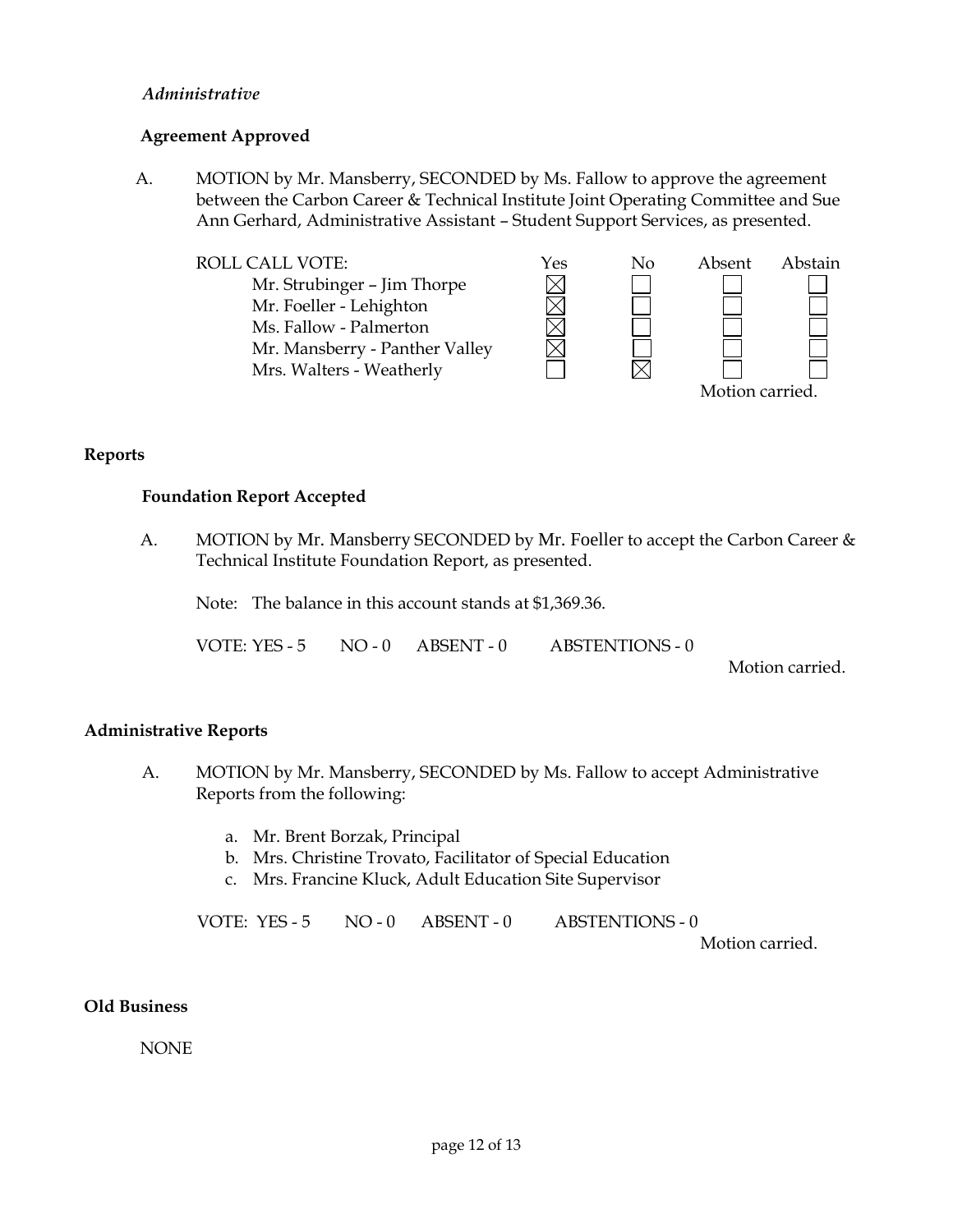*Administrative*

**Agreement Approved**

A. MOTION by Mr. Mansberry, SECONDED by Ms. Fallow to approve the agreement between the Carbon Career & Technical Institute Joint Operating Committee and Sue Ann Gerhard, Administrative Assistant – Student Support Services, as presented.

| ROLL CALL VOTE: | Yes | No | Absent | Abstain |
|---|---|---|---|---|
| Mr. Strubinger – Jim Thorpe | ☒ | ☐ | ☐ | ☐ |
| Mr. Foeller - Lehighton | ☒ | ☐ | ☐ | ☐ |
| Ms. Fallow - Palmerton | ☒ | ☐ | ☐ | ☐ |
| Mr. Mansberry - Panther Valley | ☒ | ☐ | ☐ | ☐ |
| Mrs. Walters - Weatherly | ☐ | ☒ | ☐ | ☐ |

Motion carried.

## Reports

**Foundation Report Accepted**

A. MOTION by Mr. Mansberry SECONDED by Mr. Foeller to accept the Carbon Career & Technical Institute Foundation Report, as presented.

Note: The balance in this account stands at $1,369.36.

VOTE: YES - 5 NO - 0 ABSENT - 0 ABSTENTIONS - 0

Motion carried.

## Administrative Reports

A. MOTION by Mr. Mansberry, SECONDED by Ms. Fallow to accept Administrative Reports from the following:

a. Mr. Brent Borzak, Principal
b. Mrs. Christine Trovato, Facilitator of Special Education
c. Mrs. Francine Kluck, Adult Education Site Supervisor

VOTE: YES - 5 NO - 0 ABSENT - 0 ABSTENTIONS - 0

Motion carried.

## Old Business

NONE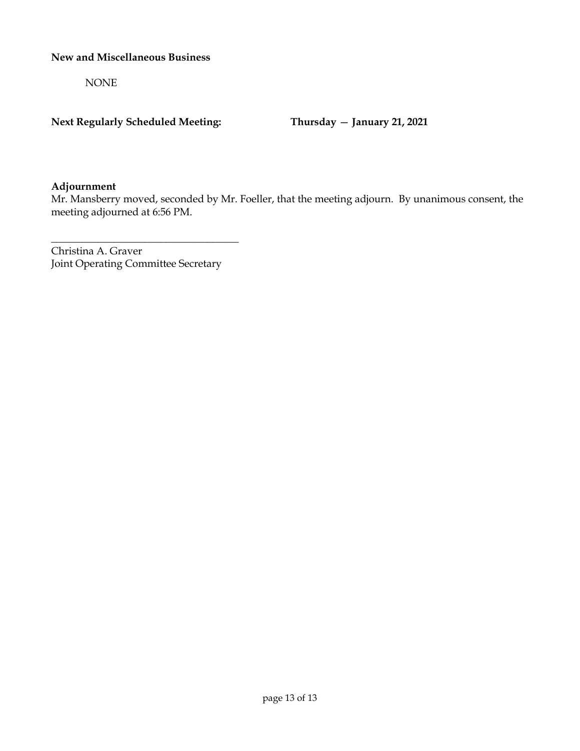**New and Miscellaneous Business**

NONE

**Next Regularly Scheduled Meeting:** **Thursday — January 21, 2021**

**Adjournment**

Mr. Mansberry moved, seconded by Mr. Foeller, that the meeting adjourn. By unanimous consent, the meeting adjourned at 6:56 PM.

_____________________________________

Christina A. Graver
Joint Operating Committee Secretary